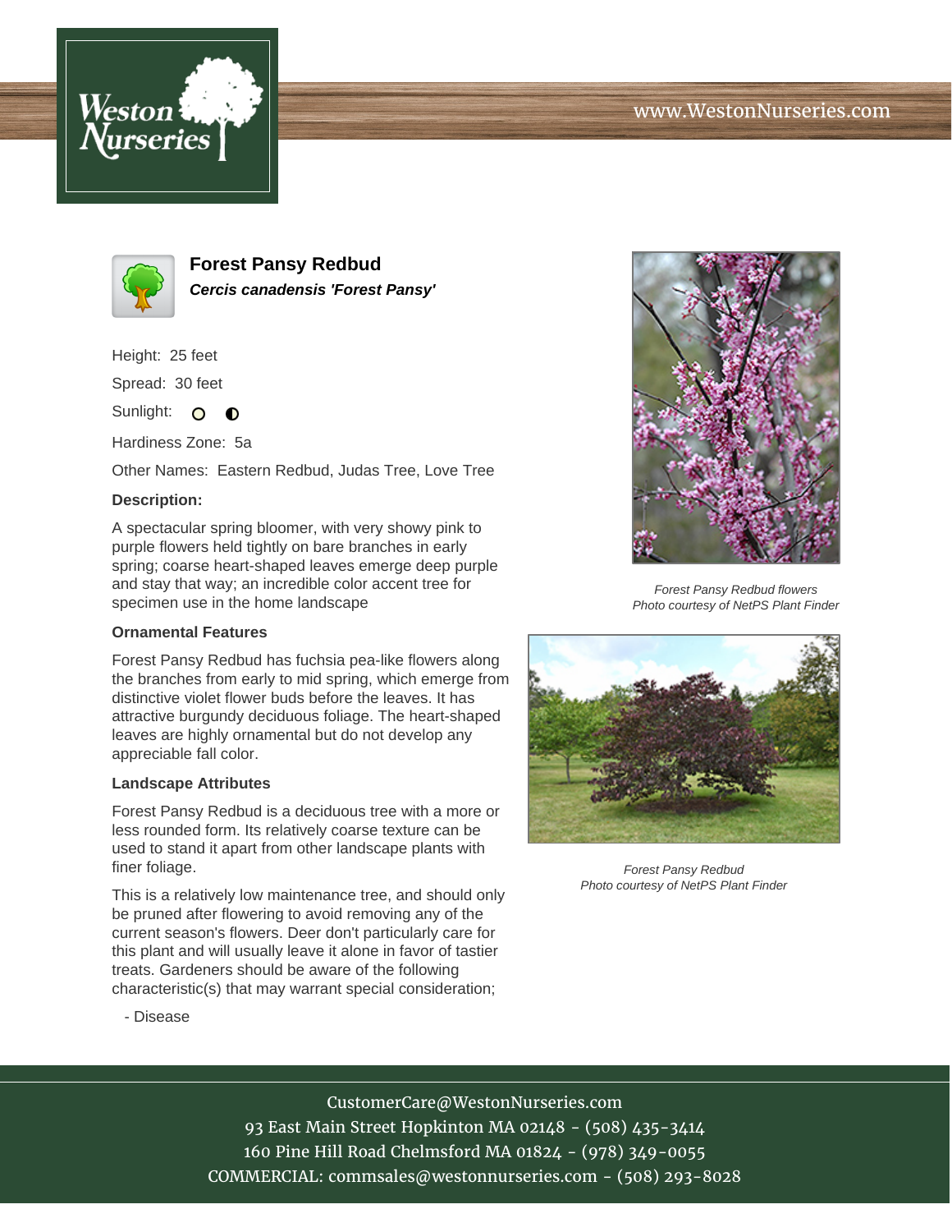www.WestonNurseries.com

# Forest Pansy Redbud

***Cercis canadensis 'Forest Pansy'***

Height: 25 feet

Spread: 30 feet

Sunlight:

Hardiness Zone: 5a

Other Names: Eastern Redbud, Judas Tree, Love Tree

**Description:**

A spectacular spring bloomer, with very showy pink to purple flowers held tightly on bare branches in early spring; coarse heart-shaped leaves emerge deep purple and stay that way; an incredible color accent tree for specimen use in the home landscape

### Ornamental Features

Forest Pansy Redbud has fuchsia pea-like flowers along the branches from early to mid spring, which emerge from distinctive violet flower buds before the leaves. It has attractive burgundy deciduous foliage. The heart-shaped leaves are highly ornamental but do not develop any appreciable fall color.

### Landscape Attributes

Forest Pansy Redbud is a deciduous tree with a more or less rounded form. Its relatively coarse texture can be used to stand it apart from other landscape plants with finer foliage.

This is a relatively low maintenance tree, and should only be pruned after flowering to avoid removing any of the current season's flowers. Deer don't particularly care for this plant and will usually leave it alone in favor of tastier treats. Gardeners should be aware of the following characteristic(s) that may warrant special consideration;

- Disease

*Forest Pansy Redbud flowers*
*Photo courtesy of NetPS Plant Finder*

*Forest Pansy Redbud*
*Photo courtesy of NetPS Plant Finder*

CustomerCare@WestonNurseries.com
93 East Main Street Hopkinton MA 02148 - (508) 435-3414
160 Pine Hill Road Chelmsford MA 01824 - (978) 349-0055
COMMERCIAL: commsales@westonnurseries.com - (508) 293-8028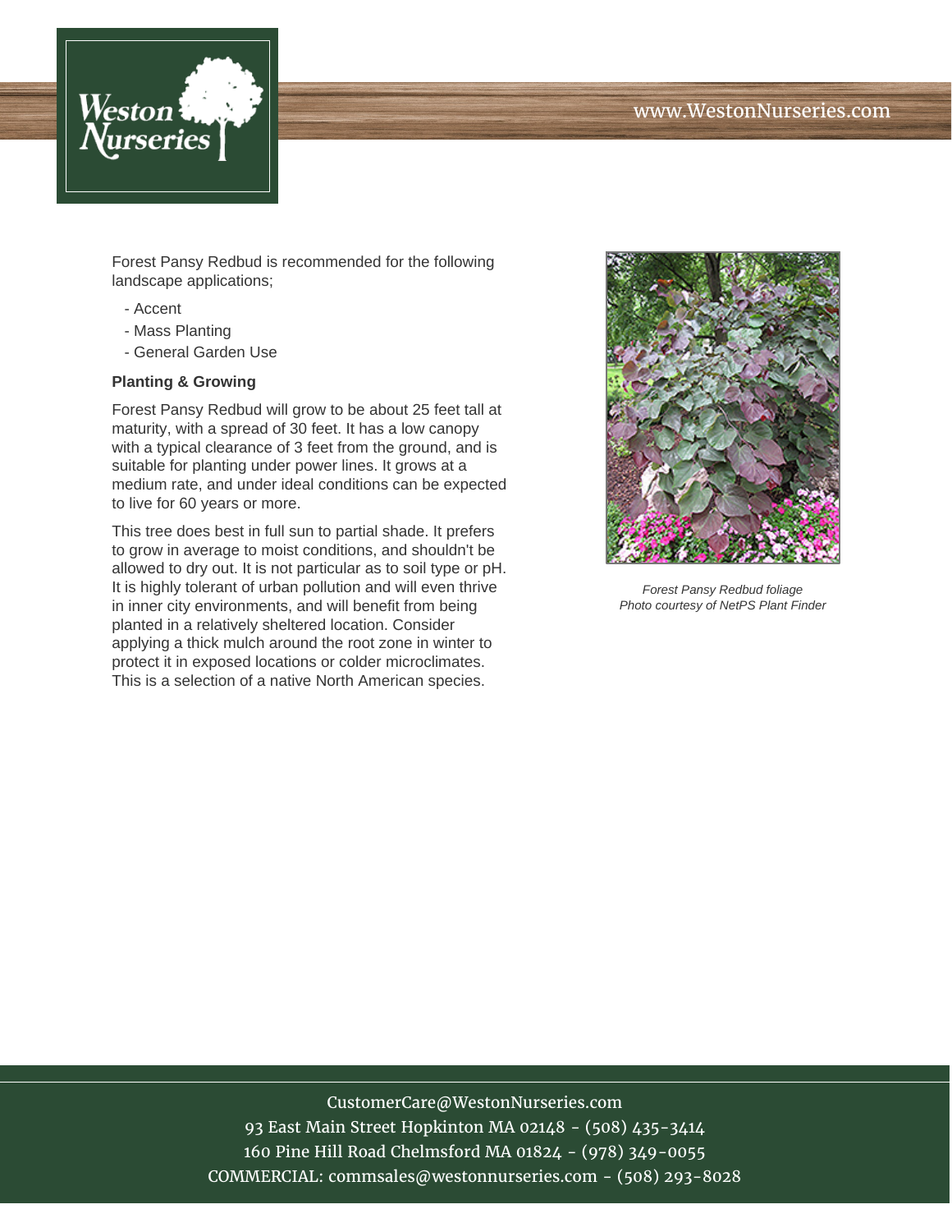Forest Pansy Redbud is recommended for the following landscape applications;

- Accent
- Mass Planting
- General Garden Use

**Planting & Growing**

Forest Pansy Redbud will grow to be about 25 feet tall at maturity, with a spread of 30 feet. It has a low canopy with a typical clearance of 3 feet from the ground, and is suitable for planting under power lines. It grows at a medium rate, and under ideal conditions can be expected to live for 60 years or more.

This tree does best in full sun to partial shade. It prefers to grow in average to moist conditions, and shouldn't be allowed to dry out. It is not particular as to soil type or pH. It is highly tolerant of urban pollution and will even thrive in inner city environments, and will benefit from being planted in a relatively sheltered location. Consider applying a thick mulch around the root zone in winter to protect it in exposed locations or colder microclimates. This is a selection of a native North American species.

*Forest Pansy Redbud foliage*
*Photo courtesy of NetPS Plant Finder*